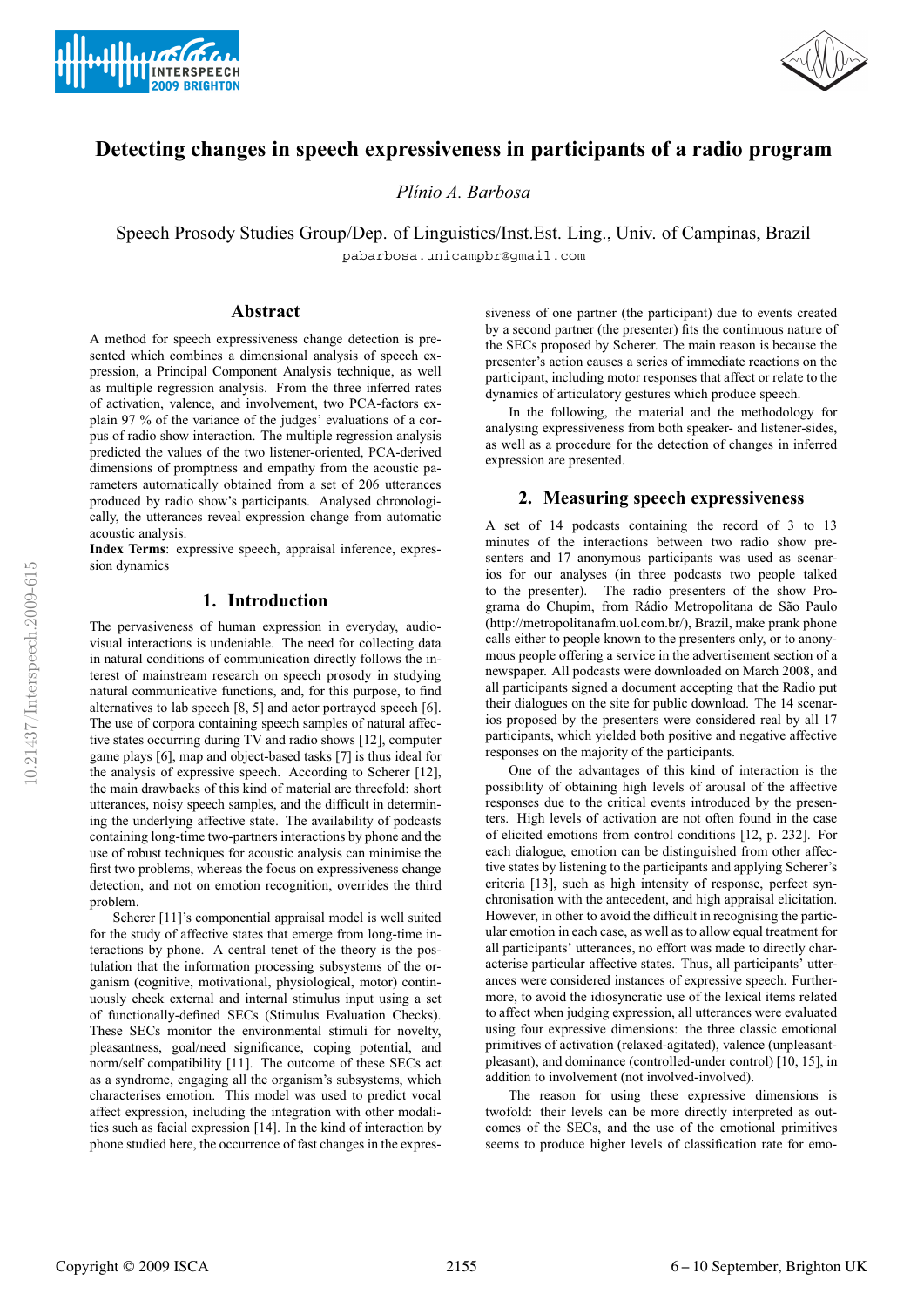# Detecting changes in speech expressiveness in participants of a radio program

*Plínio A. Barbosa*

Speech Prosody Studies Group/Dep. of Linguistics/Inst.Est. Ling., Univ. of Campinas, Brazil

pabarbosa.unicampbr@gmail.com

## Abstract

A method for speech expressiveness change detection is presented which combines a dimensional analysis of speech expression, a Principal Component Analysis technique, as well as multiple regression analysis. From the three inferred rates of activation, valence, and involvement, two PCA-factors explain 97 % of the variance of the judges' evaluations of a corpus of radio show interaction. The multiple regression analysis predicted the values of the two listener-oriented, PCA-derived dimensions of promptness and empathy from the acoustic parameters automatically obtained from a set of 206 utterances produced by radio show's participants. Analysed chronologically, the utterances reveal expression change from automatic acoustic analysis.

**Index Terms**: expressive speech, appraisal inference, expression dynamics

## 1. Introduction

The pervasiveness of human expression in everyday, audiovisual interactions is undeniable. The need for collecting data in natural conditions of communication directly follows the interest of mainstream research on speech prosody in studying natural communicative functions, and, for this purpose, to find alternatives to lab speech [8, 5] and actor portrayed speech [6]. The use of corpora containing speech samples of natural affective states occurring during TV and radio shows [12], computer game plays [6], map and object-based tasks [7] is thus ideal for the analysis of expressive speech. According to Scherer [12], the main drawbacks of this kind of material are threefold: short utterances, noisy speech samples, and the difficult in determining the underlying affective state. The availability of podcasts containing long-time two-partners interactions by phone and the use of robust techniques for acoustic analysis can minimise the first two problems, whereas the focus on expressiveness change detection, and not on emotion recognition, overrides the third problem.

Scherer [11]'s componential appraisal model is well suited for the study of affective states that emerge from long-time interactions by phone. A central tenet of the theory is the postulation that the information processing subsystems of the organism (cognitive, motivational, physiological, motor) continuously check external and internal stimulus input using a set of functionally-defined SECs (Stimulus Evaluation Checks). These SECs monitor the environmental stimuli for novelty, pleasantness, goal/need significance, coping potential, and norm/self compatibility [11]. The outcome of these SECs act as a syndrome, engaging all the organism's subsystems, which characterises emotion. This model was used to predict vocal affect expression, including the integration with other modalities such as facial expression [14]. In the kind of interaction by phone studied here, the occurrence of fast changes in the expressiveness of one partner (the participant) due to events created by a second partner (the presenter) fits the continuous nature of the SECs proposed by Scherer. The main reason is because the presenter's action causes a series of immediate reactions on the participant, including motor responses that affect or relate to the dynamics of articulatory gestures which produce speech.

In the following, the material and the methodology for analysing expressiveness from both speaker- and listener-sides, as well as a procedure for the detection of changes in inferred expression are presented.

## 2. Measuring speech expressiveness

A set of 14 podcasts containing the record of 3 to 13 minutes of the interactions between two radio show presenters and 17 anonymous participants was used as scenarios for our analyses (in three podcasts two people talked to the presenter). The radio presenters of the show Programa do Chupim, from Rádio Metropolitana de São Paulo (http://metropolitanafm.uol.com.br/), Brazil, make prank phone calls either to people known to the presenters only, or to anonymous people offering a service in the advertisement section of a newspaper. All podcasts were downloaded on March 2008, and all participants signed a document accepting that the Radio put their dialogues on the site for public download. The 14 scenarios proposed by the presenters were considered real by all 17 participants, which yielded both positive and negative affective responses on the majority of the participants.

One of the advantages of this kind of interaction is the possibility of obtaining high levels of arousal of the affective responses due to the critical events introduced by the presenters. High levels of activation are not often found in the case of elicited emotions from control conditions [12, p. 232]. For each dialogue, emotion can be distinguished from other affective states by listening to the participants and applying Scherer's criteria [13], such as high intensity of response, perfect synchronisation with the antecedent, and high appraisal elicitation. However, in other to avoid the difficult in recognising the particular emotion in each case, as well as to allow equal treatment for all participants' utterances, no effort was made to directly characterise particular affective states. Thus, all participants' utterances were considered instances of expressive speech. Furthermore, to avoid the idiosyncratic use of the lexical items related to affect when judging expression, all utterances were evaluated using four expressive dimensions: the three classic emotional primitives of activation (relaxed-agitated), valence (unpleasant-pleasant), and dominance (controlled-under control) [10, 15], in addition to involvement (not involved-involved).

The reason for using these expressive dimensions is twofold: their levels can be more directly interpreted as outcomes of the SECs, and the use of the emotional primitives seems to produce higher levels of classification rate for emo-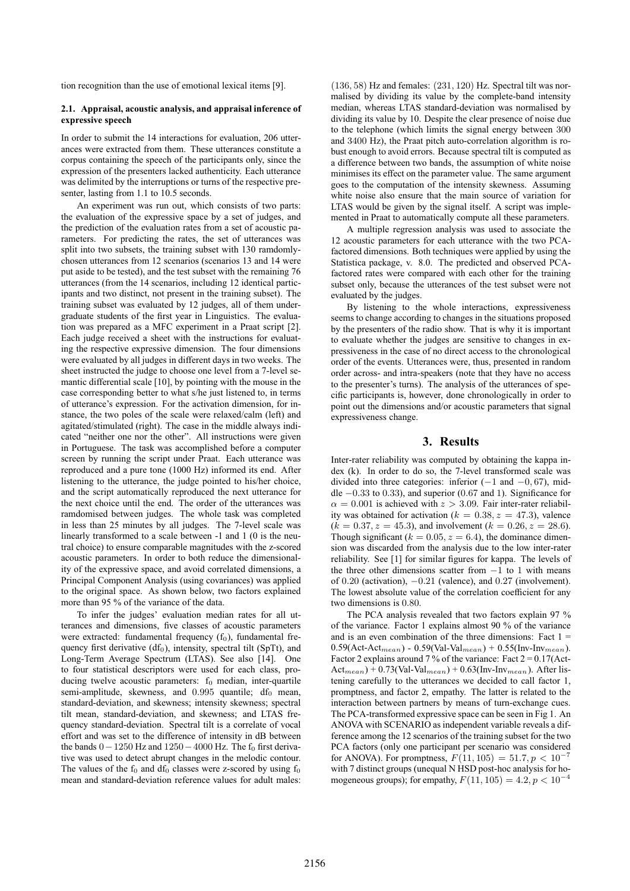tion recognition than the use of emotional lexical items [9].

### 2.1. Appraisal, acoustic analysis, and appraisal inference of expressive speech

In order to submit the 14 interactions for evaluation, 206 utterances were extracted from them. These utterances constitute a corpus containing the speech of the participants only, since the expression of the presenters lacked authenticity. Each utterance was delimited by the interruptions or turns of the respective presenter, lasting from 1.1 to 10.5 seconds.

An experiment was run out, which consists of two parts: the evaluation of the expressive space by a set of judges, and the prediction of the evaluation rates from a set of acoustic parameters. For predicting the rates, the set of utterances was split into two subsets, the training subset with 130 ramdomly-chosen utterances from 12 scenarios (scenarios 13 and 14 were put aside to be tested), and the test subset with the remaining 76 utterances (from the 14 scenarios, including 12 identical participants and two distinct, not present in the training subset). The training subset was evaluated by 12 judges, all of them undergraduate students of the first year in Linguistics. The evaluation was prepared as a MFC experiment in a Praat script [2]. Each judge received a sheet with the instructions for evaluating the respective expressive dimension. The four dimensions were evaluated by all judges in different days in two weeks. The sheet instructed the judge to choose one level from a 7-level semantic differential scale [10], by pointing with the mouse in the case corresponding better to what s/he just listened to, in terms of utterance's expression. For the activation dimension, for instance, the two poles of the scale were relaxed/calm (left) and agitated/stimulated (right). The case in the middle always indicated "neither one nor the other". All instructions were given in Portuguese. The task was accomplished before a computer screen by running the script under Praat. Each utterance was reproduced and a pure tone (1000 Hz) informed its end. After listening to the utterance, the judge pointed to his/her choice, and the script automatically reproduced the next utterance for the next choice until the end. The order of the utterances was ramdomised between judges. The whole task was completed in less than 25 minutes by all judges. The 7-level scale was linearly transformed to a scale between -1 and 1 (0 is the neutral choice) to ensure comparable magnitudes with the z-scored acoustic parameters. In order to both reduce the dimensionality of the expressive space, and avoid correlated dimensions, a Principal Component Analysis (using covariances) was applied to the original space. As shown below, two factors explained more than 95 % of the variance of the data.

To infer the judges' evaluation median rates for all utterances and dimensions, five classes of acoustic parameters were extracted: fundamental frequency ($f_0$), fundamental frequency first derivative ($df_0$), intensity, spectral tilt (SpTt), and Long-Term Average Spectrum (LTAS). See also [14]. One to four statistical descriptors were used for each class, producing twelve acoustic parameters: $f_0$ median, inter-quartile semi-amplitude, skewness, and 0.995 quantile; $df_0$ mean, standard-deviation, and skewness; intensity skewness; spectral tilt mean, standard-deviation, and skewness; and LTAS frequency standard-deviation. Spectral tilt is a correlate of vocal effort and was set to the difference of intensity in dB between the bands $0-1250$ Hz and $1250-4000$ Hz. The $f_0$ first derivative was used to detect abrupt changes in the melodic contour. The values of the $f_0$ and $df_0$ classes were z-scored by using $f_0$ mean and standard-deviation reference values for adult males: $(136, 58)$ Hz and females: $(231, 120)$ Hz. Spectral tilt was normalised by dividing its value by the complete-band intensity median, whereas LTAS standard-deviation was normalised by dividing its value by 10. Despite the clear presence of noise due to the telephone (which limits the signal energy between 300 and 3400 Hz), the Praat pitch auto-correlation algorithm is robust enough to avoid errors. Because spectral tilt is computed as a difference between two bands, the assumption of white noise minimises its effect on the parameter value. The same argument goes to the computation of the intensity skewness. Assuming white noise also ensure that the main source of variation for LTAS would be given by the signal itself. A script was implemented in Praat to automatically compute all these parameters.

A multiple regression analysis was used to associate the 12 acoustic parameters for each utterance with the two PCA-factored dimensions. Both techniques were applied by using the Statistica package, v. 8.0. The predicted and observed PCA-factored rates were compared with each other for the training subset only, because the utterances of the test subset were not evaluated by the judges.

By listening to the whole interactions, expressiveness seems to change according to changes in the situations proposed by the presenters of the radio show. That is why it is important to evaluate whether the judges are sensitive to changes in expressiveness in the case of no direct access to the chronological order of the events. Utterances were, thus, presented in random order across- and intra-speakers (note that they have no access to the presenter's turns). The analysis of the utterances of specific participants is, however, done chronologically in order to point out the dimensions and/or acoustic parameters that signal expressiveness change.

## 3. Results

Inter-rater reliability was computed by obtaining the kappa index (k). In order to do so, the 7-level transformed scale was divided into three categories: inferior ($-1$ and $-0,67$), middle $-0.33$ to $0.33$), and superior ($0.67$ and $1$). Significance for $\alpha = 0.001$ is achieved with $z > 3.09$. Fair inter-rater reliability was obtained for activation ($k = 0.38, z = 47.3$), valence ($k = 0.37, z = 45.3$), and involvement ($k = 0.26, z = 28.6$). Though significant ($k = 0.05, z = 6.4$), the dominance dimension was discarded from the analysis due to the low inter-rater reliability. See [1] for similar figures for kappa. The levels of the three other dimensions scatter from $-1$ to $1$ with means of $0.20$ (activation), $-0.21$ (valence), and $0.27$ (involvement). The lowest absolute value of the correlation coefficient for any two dimensions is $0.80$.

The PCA analysis revealed that two factors explain 97 % of the variance. Factor 1 explains almost 90 % of the variance and is an even combination of the three dimensions: Fact 1 = 0.59(Act-Act$_{mean}$) - 0.59(Val-Val$_{mean}$) + 0.55(Inv-Inv$_{mean}$). Factor 2 explains around 7 % of the variance: Fact 2 = 0.17(Act-Act$_{mean}$) + 0.73(Val-Val$_{mean}$) + 0.63(Inv-Inv$_{mean}$). After listening carefully to the utterances we decided to call factor 1, promptness, and factor 2, empathy. The latter is related to the interaction between partners by means of turn-exchange cues. The PCA-transformed expressive space can be seen in Fig 1. An ANOVA with SCENARIO as independent variable reveals a difference among the 12 scenarios of the training subset for the two PCA factors (only one participant per scenario was considered for ANOVA). For promptness, $F(11, 105) = 51.7, p < 10^{-7}$ with 7 distinct groups (unequal N HSD post-hoc analysis for homogeneous groups); for empathy, $F(11, 105) = 4.2, p < 10^{-4}$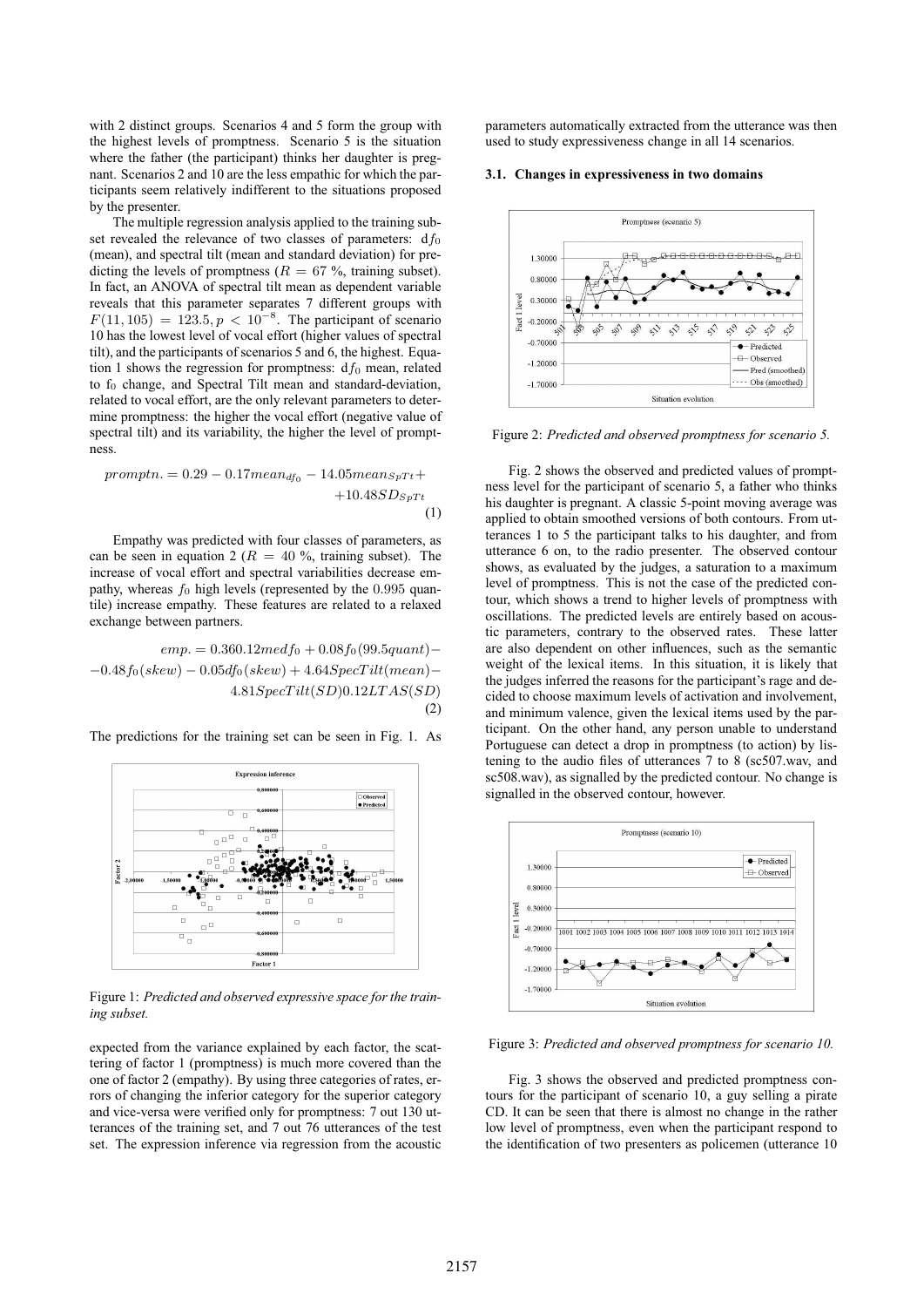with 2 distinct groups. Scenarios 4 and 5 form the group with the highest levels of promptness. Scenario 5 is the situation where the father (the participant) thinks her daughter is pregnant. Scenarios 2 and 10 are the less empathic for which the participants seem relatively indifferent to the situations proposed by the presenter.

The multiple regression analysis applied to the training subset revealed the relevance of two classes of parameters: $df_0$ (mean), and spectral tilt (mean and standard deviation) for predicting the levels of promptness ($R = 67$ %, training subset). In fact, an ANOVA of spectral tilt mean as dependent variable reveals that this parameter separates 7 different groups with $F(11, 105) = 123.5, p < 10^{-8}$. The participant of scenario 10 has the lowest level of vocal effort (higher values of spectral tilt), and the participants of scenarios 5 and 6, the highest. Equation 1 shows the regression for promptness: $df_0$ mean, related to $f_0$ change, and Spectral Tilt mean and standard-deviation, related to vocal effort, are the only relevant parameters to determine promptness: the higher the vocal effort (negative value of spectral tilt) and its variability, the higher the level of promptness.

$$promptn. = 0.29 - 0.17mean_{df_0} - 14.05mean_{SpTt} + 10.48SD_{SpTt} \quad (1)$$

Empathy was predicted with four classes of parameters, as can be seen in equation 2 ($R = 40$ %, training subset). The increase of vocal effort and spectral variabilities decrease empathy, whereas $f_0$ high levels (represented by the 0.995 quantile) increase empathy. These features are related to a relaxed exchange between partners.

$$emp. = 0.360.12medf_0 + 0.08f_0(99.5quant) - 0.48f_0(skew) - 0.05df_0(skew) + 4.64SpecTilt(mean) - 4.81SpecTilt(SD)0.12LTAS(SD) \quad (2)$$

The predictions for the training set can be seen in Fig. 1. As

Figure 1: *Predicted and observed expressive space for the training subset.*

expected from the variance explained by each factor, the scattering of factor 1 (promptness) is much more covered than the one of factor 2 (empathy). By using three categories of rates, errors of changing the inferior category for the superior category and vice-versa were verified only for promptness: 7 out 130 utterances of the training set, and 7 out 76 utterances of the test set. The expression inference via regression from the acoustic parameters automatically extracted from the utterance was then used to study expressiveness change in all 14 scenarios.

### 3.1. Changes in expressiveness in two domains

Figure 2: *Predicted and observed promptness for scenario 5.*

Fig. 2 shows the observed and predicted values of promptness level for the participant of scenario 5, a father who thinks his daughter is pregnant. A classic 5-point moving average was applied to obtain smoothed versions of both contours. From utterances 1 to 5 the participant talks to his daughter, and from utterance 6 on, to the radio presenter. The observed contour shows, as evaluated by the judges, a saturation to a maximum level of promptness. This is not the case of the predicted contour, which shows a trend to higher levels of promptness with oscillations. The predicted levels are entirely based on acoustic parameters, contrary to the observed rates. These latter are also dependent on other influences, such as the semantic weight of the lexical items. In this situation, it is likely that the judges inferred the reasons for the participant's rage and decided to choose maximum levels of activation and involvement, and minimum valence, given the lexical items used by the participant. On the other hand, any person unable to understand Portuguese can detect a drop in promptness (to action) by listening to the audio files of utterances 7 to 8 (sc507.wav, and sc508.wav), as signalled by the predicted contour. No change is signalled in the observed contour, however.

Figure 3: *Predicted and observed promptness for scenario 10.*

Fig. 3 shows the observed and predicted promptness contours for the participant of scenario 10, a guy selling a pirate CD. It can be seen that there is almost no change in the rather low level of promptness, even when the participant respond to the identification of two presenters as policemen (utterance 10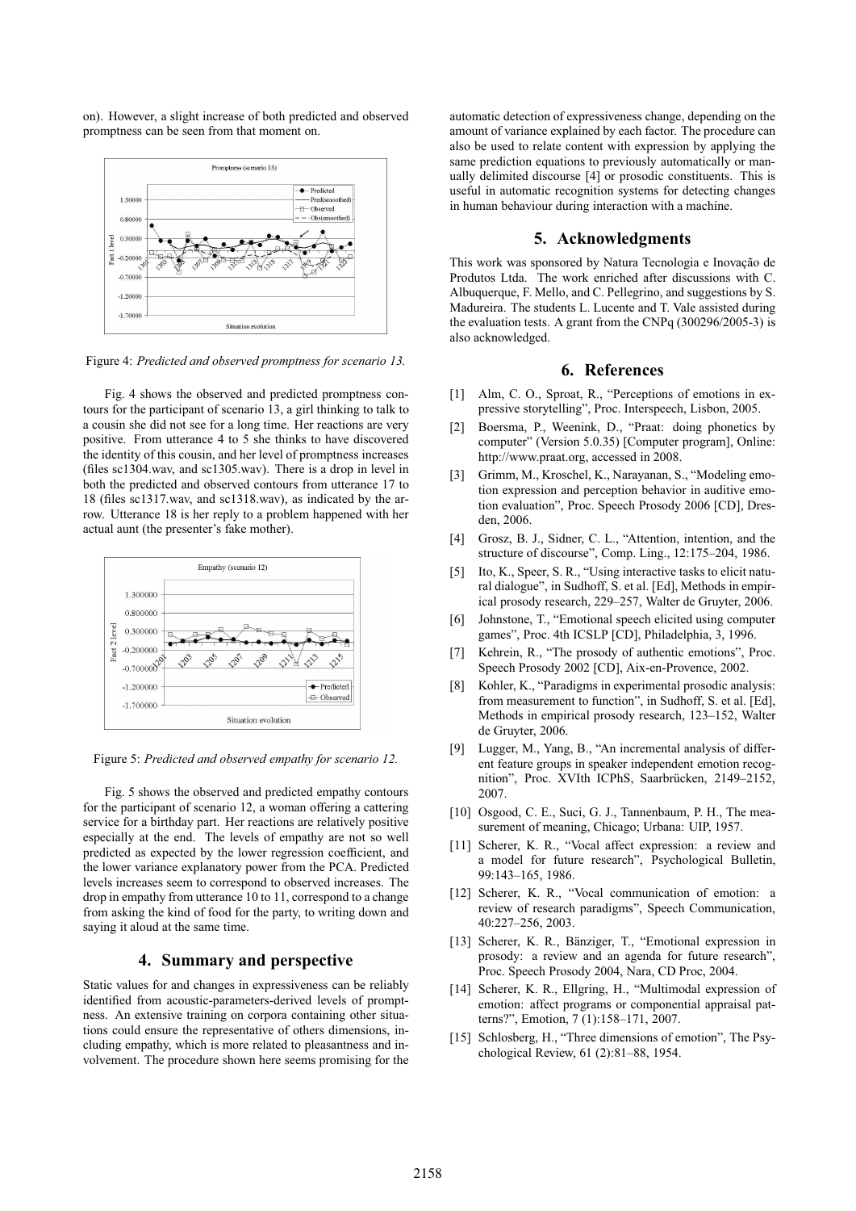on). However, a slight increase of both predicted and observed promptness can be seen from that moment on.

Promptness (scenario 13)

Predicted
Pred(smoothed)
Observed
Obs(smoothed)

1.30000
0.80000
0.30000
-0.20000
-0.70000
-1.20000
-1.70000

Fact 1 level

1301 1303 1305 1307 1309 1311 1313 1315 1317 1319 1321 1323

Situation evolution

Figure 4: *Predicted and observed promptness for scenario 13.*

Fig. 4 shows the observed and predicted promptness contours for the participant of scenario 13, a girl thinking to talk to a cousin she did not see for a long time. Her reactions are very positive. From utterance 4 to 5 she thinks to have discovered the identity of this cousin, and her level of promptness increases (files sc1304.wav, and sc1305.wav). There is a drop in level in both the predicted and observed contours from utterance 17 to 18 (files sc1317.wav, and sc1318.wav), as indicated by the arrow. Utterance 18 is her reply to a problem happened with her actual aunt (the presenter's fake mother).

Empathy (scenario 12)

1.300000
0.800000
0.300000
-0.200000
-0.700000
-1.200000
-1.700000

Fact 2 level

1201 1203 1205 1207 1209 1211 1213 1215

Predicted
Observed

Situation evolution

Figure 5: *Predicted and observed empathy for scenario 12.*

Fig. 5 shows the observed and predicted empathy contours for the participant of scenario 12, a woman offering a cattering service for a birthday part. Her reactions are relatively positive especially at the end. The levels of empathy are not so well predicted as expected by the lower regression coefficient, and the lower variance explanatory power from the PCA. Predicted levels increases seem to correspond to observed increases. The drop in empathy from utterance 10 to 11, correspond to a change from asking the kind of food for the party, to writing down and saying it aloud at the same time.

## 4. Summary and perspective

Static values for and changes in expressiveness can be reliably identified from acoustic-parameters-derived levels of promptness. An extensive training on corpora containing other situations could ensure the representative of others dimensions, including empathy, which is more related to pleasantness and involvement. The procedure shown here seems promising for the automatic detection of expressiveness change, depending on the amount of variance explained by each factor. The procedure can also be used to relate content with expression by applying the same prediction equations to previously automatically or manually delimited discourse [4] or prosodic constituents. This is useful in automatic recognition systems for detecting changes in human behaviour during interaction with a machine.

## 5. Acknowledgments

This work was sponsored by Natura Tecnologia e Inovação de Produtos Ltda. The work enriched after discussions with C. Albuquerque, F. Mello, and C. Pellegrino, and suggestions by S. Madureira. The students L. Lucente and T. Vale assisted during the evaluation tests. A grant from the CNPq (300296/2005-3) is also acknowledged.

## 6. References

[1] Alm, C. O., Sproat, R., "Perceptions of emotions in expressive storytelling", Proc. Interspeech, Lisbon, 2005.

[2] Boersma, P., Weenink, D., "Praat: doing phonetics by computer" (Version 5.0.35) [Computer program], Online: http://www.praat.org, accessed in 2008.

[3] Grimm, M., Kroschel, K., Narayanan, S., "Modeling emotion expression and perception behavior in auditive emotion evaluation", Proc. Speech Prosody 2006 [CD], Dresden, 2006.

[4] Grosz, B. J., Sidner, C. L., "Attention, intention, and the structure of discourse", Comp. Ling., 12:175–204, 1986.

[5] Ito, K., Speer, S. R., "Using interactive tasks to elicit natural dialogue", in Sudhoff, S. et al. [Ed], Methods in empirical prosody research, 229–257, Walter de Gruyter, 2006.

[6] Johnstone, T., "Emotional speech elicited using computer games", Proc. 4th ICSLP [CD], Philadelphia, 3, 1996.

[7] Kehrein, R., "The prosody of authentic emotions", Proc. Speech Prosody 2002 [CD], Aix-en-Provence, 2002.

[8] Kohler, K., "Paradigms in experimental prosodic analysis: from measurement to function", in Sudhoff, S. et al. [Ed], Methods in empirical prosody research, 123–152, Walter de Gruyter, 2006.

[9] Lugger, M., Yang, B., "An incremental analysis of different feature groups in speaker independent emotion recognition", Proc. XVIth ICPhS, Saarbrücken, 2149–2152, 2007.

[10] Osgood, C. E., Suci, G. J., Tannenbaum, P. H., The measurement of meaning, Chicago; Urbana: UIP, 1957.

[11] Scherer, K. R., "Vocal affect expression: a review and a model for future research", Psychological Bulletin, 99:143–165, 1986.

[12] Scherer, K. R., "Vocal communication of emotion: a review of research paradigms", Speech Communication, 40:227–256, 2003.

[13] Scherer, K. R., Bänziger, T., "Emotional expression in prosody: a review and an agenda for future research", Proc. Speech Prosody 2004, Nara, CD Proc, 2004.

[14] Scherer, K. R., Ellgring, H., "Multimodal expression of emotion: affect programs or componential appraisal patterns?", Emotion, 7 (1):158–171, 2007.

[15] Schlosberg, H., "Three dimensions of emotion", The Psychological Review, 61 (2):81–88, 1954.